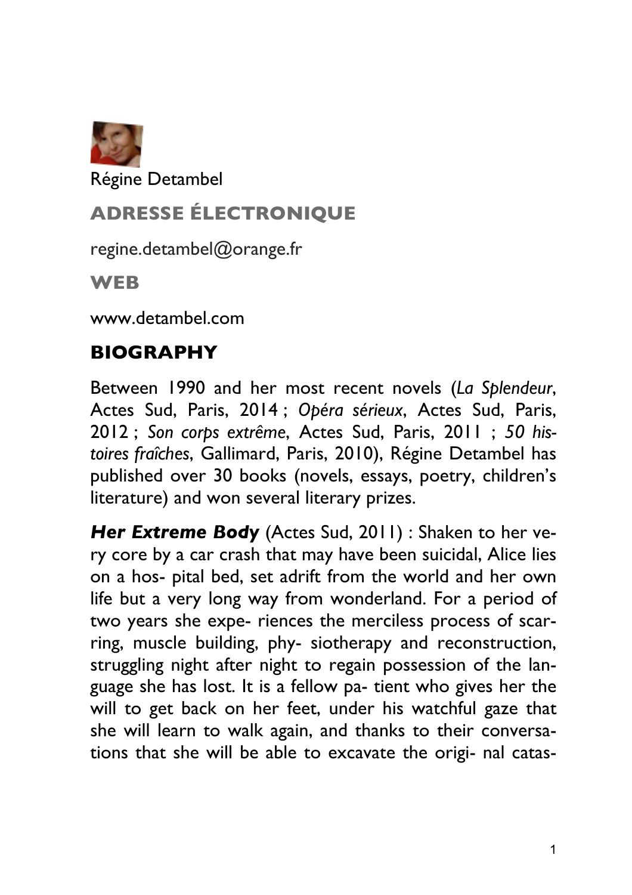Régine Detambel

## ADRESSE ÉLECTRONIQUE

regine.detambel@orange.fr

## WEB

www.detambel.com

## BIOGRAPHY

Between 1990 and her most recent novels (*La Splendeur*, Actes Sud, Paris, 2014 ; *Opéra sérieux*, Actes Sud, Paris, 2012 ; *Son corps extrême*, Actes Sud, Paris, 2011 ; *50 histoires fraîches*, Gallimard, Paris, 2010), Régine Detambel has published over 30 books (novels, essays, poetry, children's literature) and won several literary prizes.

***Her Extreme Body*** (Actes Sud, 2011) : Shaken to her very core by a car crash that may have been suicidal, Alice lies on a hospital bed, set adrift from the world and her own life but a very long way from wonderland. For a period of two years she experiences the merciless process of scarring, muscle building, physiotherapy and reconstruction, struggling night after night to regain possession of the language she has lost. It is a fellow patient who gives her the will to get back on her feet, under his watchful gaze that she will learn to walk again, and thanks to their conversations that she will be able to excavate the original catas-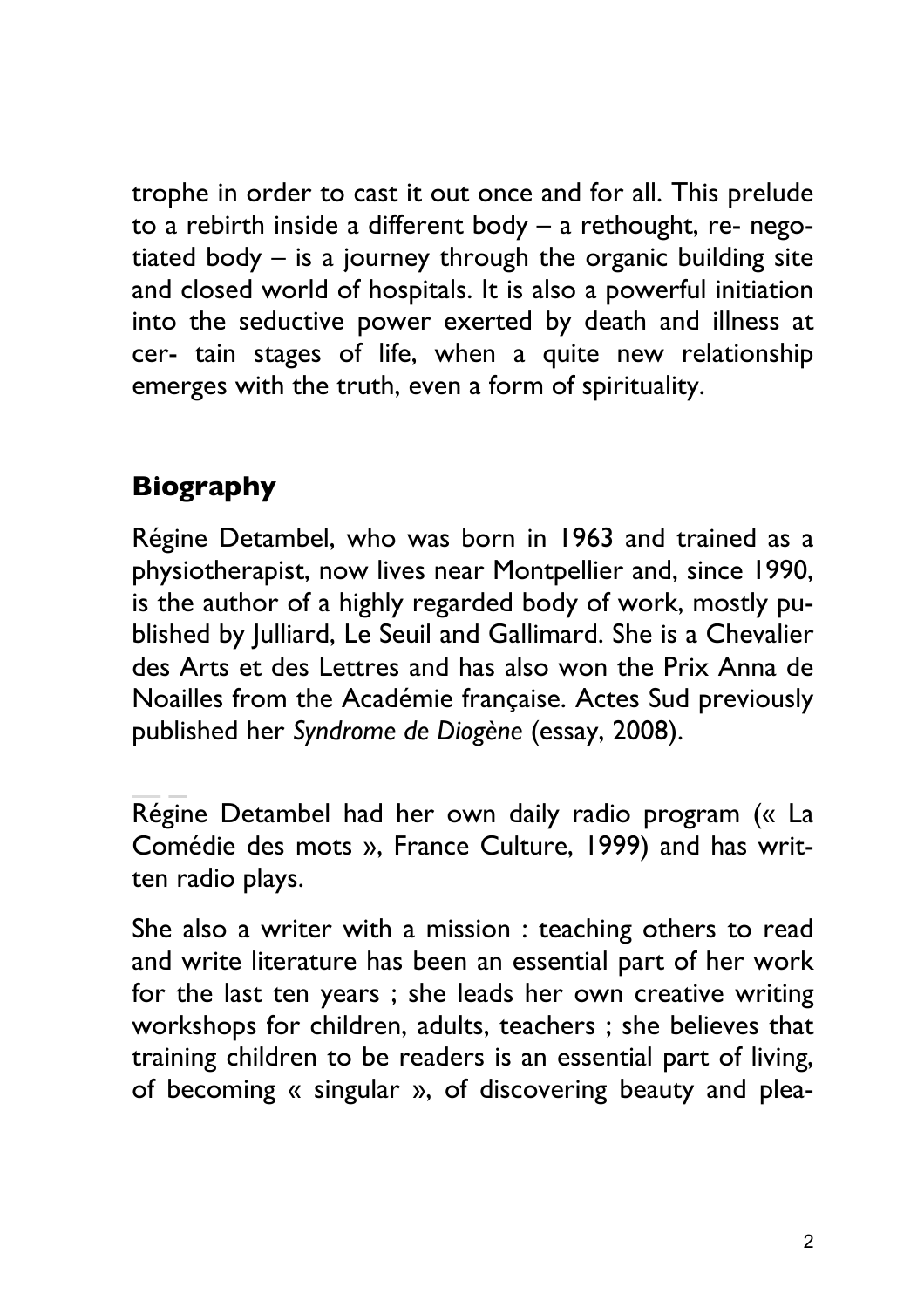trophe in order to cast it out once and for all. This prelude to a rebirth inside a different body – a rethought, re- negotiated body – is a journey through the organic building site and closed world of hospitals. It is also a powerful initiation into the seductive power exerted by death and illness at cer- tain stages of life, when a quite new relationship emerges with the truth, even a form of spirituality.

## Biography

Régine Detambel, who was born in 1963 and trained as a physiotherapist, now lives near Montpellier and, since 1990, is the author of a highly regarded body of work, mostly published by Julliard, Le Seuil and Gallimard. She is a Chevalier des Arts et des Lettres and has also won the Prix Anna de Noailles from the Académie française. Actes Sud previously published her *Syndrome de Diogène* (essay, 2008).

Régine Detambel had her own daily radio program (« La Comédie des mots », France Culture, 1999) and has written radio plays.

She also a writer with a mission : teaching others to read and write literature has been an essential part of her work for the last ten years ; she leads her own creative writing workshops for children, adults, teachers ; she believes that training children to be readers is an essential part of living, of becoming « singular », of discovering beauty and plea-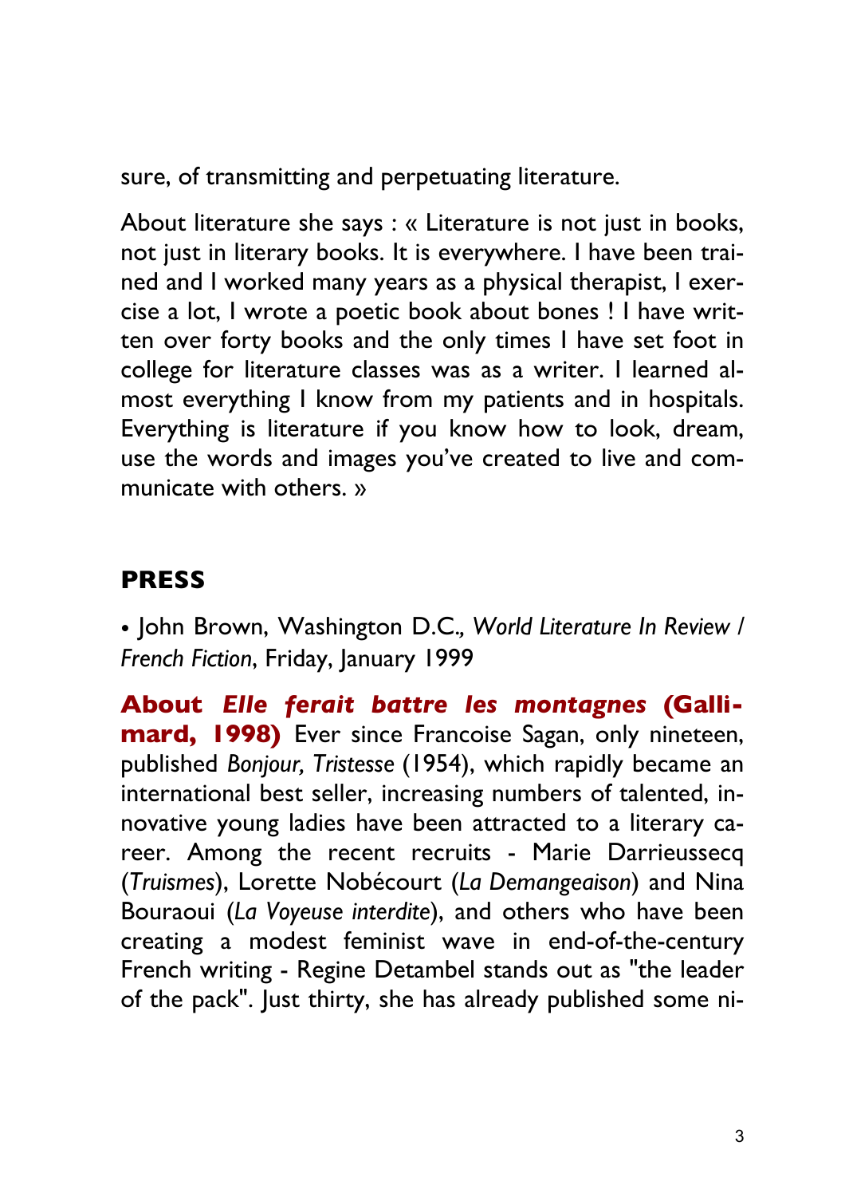sure, of transmitting and perpetuating literature.

About literature she says : « Literature is not just in books, not just in literary books. It is everywhere. I have been trained and I worked many years as a physical therapist, I exercise a lot, I wrote a poetic book about bones ! I have written over forty books and the only times I have set foot in college for literature classes was as a writer. I learned almost everything I know from my patients and in hospitals. Everything is literature if you know how to look, dream, use the words and images you've created to live and communicate with others. »

## PRESS

• John Brown, Washington D.C., *World Literature In Review / French Fiction*, Friday, January 1999

**About *Elle ferait battre les montagnes* (Gallimard, 1998)** Ever since Francoise Sagan, only nineteen, published *Bonjour, Tristesse* (1954), which rapidly became an international best seller, increasing numbers of talented, innovative young ladies have been attracted to a literary career. Among the recent recruits - Marie Darrieussecq (*Truismes*), Lorette Nobécourt (*La Demangeaison*) and Nina Bouraoui (*La Voyeuse interdite*), and others who have been creating a modest feminist wave in end-of-the-century French writing - Regine Detambel stands out as "the leader of the pack". Just thirty, she has already published some ni-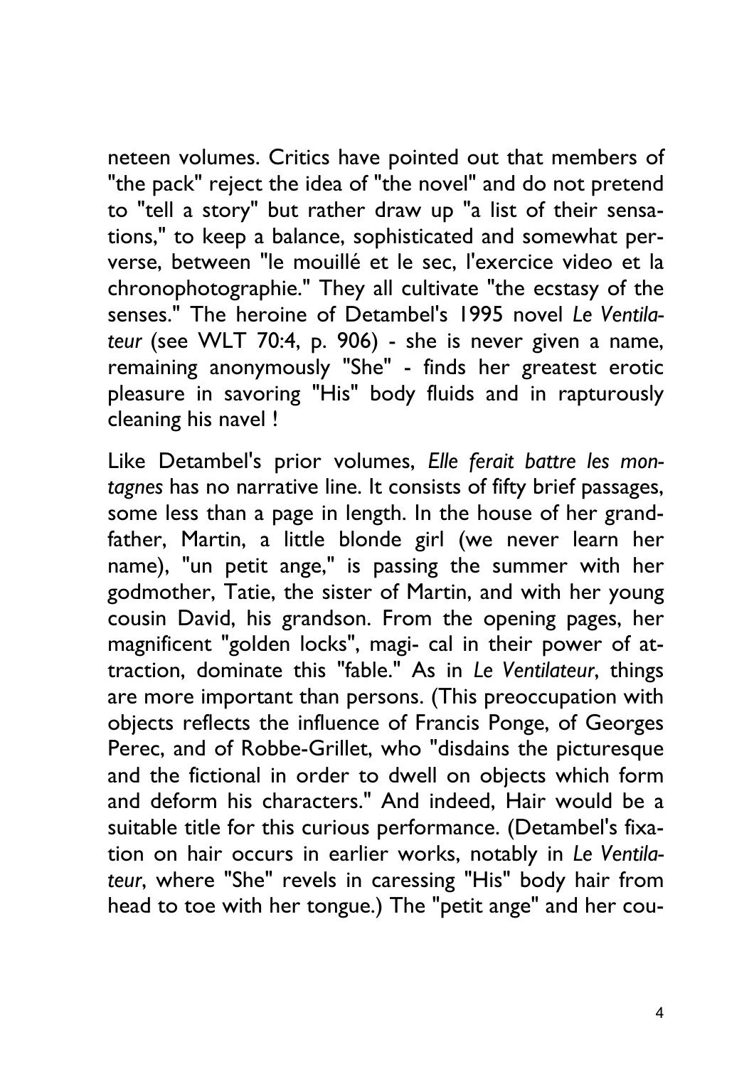neteen volumes. Critics have pointed out that members of "the pack" reject the idea of "the novel" and do not pretend to "tell a story" but rather draw up "a list of their sensations," to keep a balance, sophisticated and somewhat perverse, between "le mouillé et le sec, l'exercice video et la chronophotographie." They all cultivate "the ecstasy of the senses." The heroine of Detambel's 1995 novel *Le Ventilateur* (see WLT 70:4, p. 906) - she is never given a name, remaining anonymously "She" - finds her greatest erotic pleasure in savoring "His" body fluids and in rapturously cleaning his navel !

Like Detambel's prior volumes, *Elle ferait battre les montagnes* has no narrative line. It consists of fifty brief passages, some less than a page in length. In the house of her grandfather, Martin, a little blonde girl (we never learn her name), "un petit ange," is passing the summer with her godmother, Tatie, the sister of Martin, and with her young cousin David, his grandson. From the opening pages, her magnificent "golden locks", magi- cal in their power of attraction, dominate this "fable." As in *Le Ventilateur*, things are more important than persons. (This preoccupation with objects reflects the influence of Francis Ponge, of Georges Perec, and of Robbe-Grillet, who "disdains the picturesque and the fictional in order to dwell on objects which form and deform his characters." And indeed, Hair would be a suitable title for this curious performance. (Detambel's fixation on hair occurs in earlier works, notably in *Le Ventilateur*, where "She" revels in caressing "His" body hair from head to toe with her tongue.) The "petit ange" and her cou-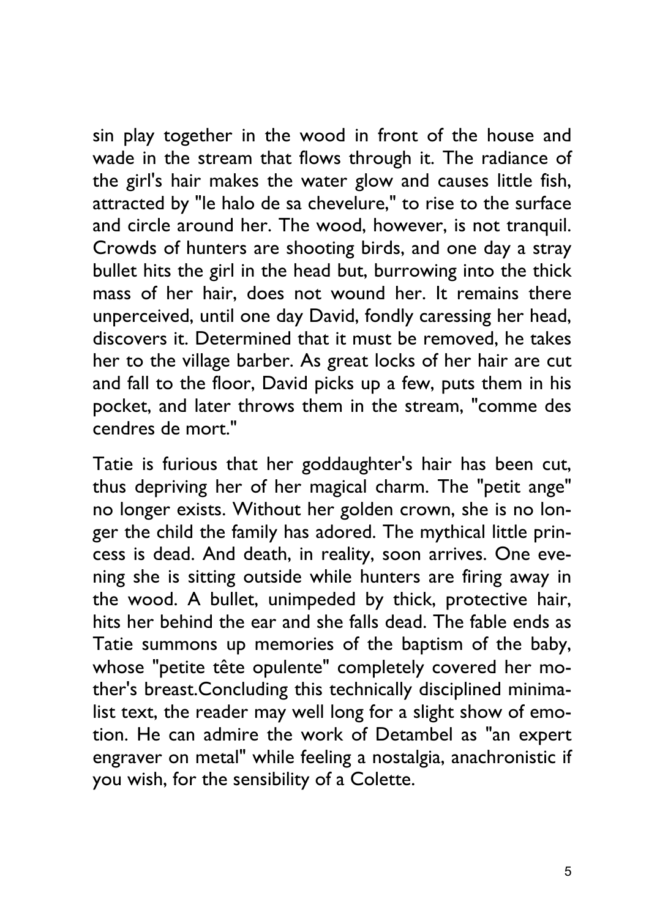sin play together in the wood in front of the house and wade in the stream that flows through it. The radiance of the girl's hair makes the water glow and causes little fish, attracted by "le halo de sa chevelure," to rise to the surface and circle around her. The wood, however, is not tranquil. Crowds of hunters are shooting birds, and one day a stray bullet hits the girl in the head but, burrowing into the thick mass of her hair, does not wound her. It remains there unperceived, until one day David, fondly caressing her head, discovers it. Determined that it must be removed, he takes her to the village barber. As great locks of her hair are cut and fall to the floor, David picks up a few, puts them in his pocket, and later throws them in the stream, "comme des cendres de mort."

Tatie is furious that her goddaughter's hair has been cut, thus depriving her of her magical charm. The "petit ange" no longer exists. Without her golden crown, she is no longer the child the family has adored. The mythical little princess is dead. And death, in reality, soon arrives. One evening she is sitting outside while hunters are firing away in the wood. A bullet, unimpeded by thick, protective hair, hits her behind the ear and she falls dead. The fable ends as Tatie summons up memories of the baptism of the baby, whose "petite tête opulente" completely covered her mother's breast.Concluding this technically disciplined minimalist text, the reader may well long for a slight show of emotion. He can admire the work of Detambel as "an expert engraver on metal" while feeling a nostalgia, anachronistic if you wish, for the sensibility of a Colette.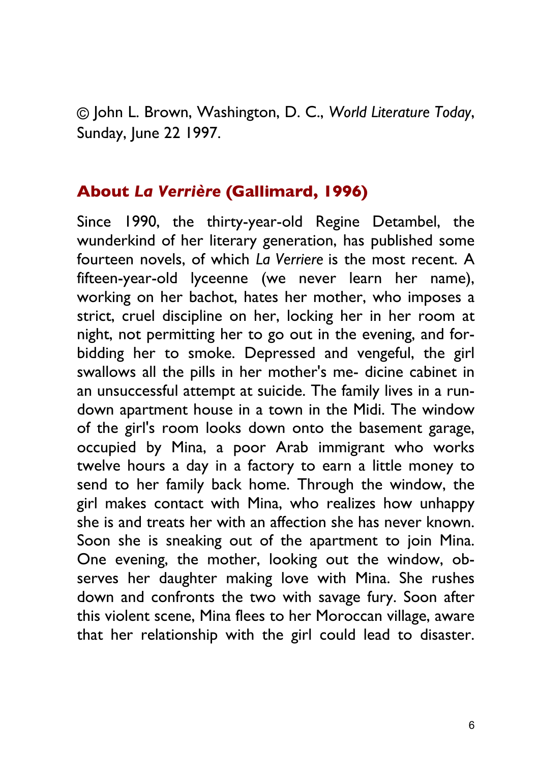© John L. Brown, Washington, D. C., *World Literature Today*, Sunday, June 22 1997.

## About *La Verrière* (Gallimard, 1996)

Since 1990, the thirty-year-old Regine Detambel, the wunderkind of her literary generation, has published some fourteen novels, of which *La Verriere* is the most recent. A fifteen-year-old lyceenne (we never learn her name), working on her bachot, hates her mother, who imposes a strict, cruel discipline on her, locking her in her room at night, not permitting her to go out in the evening, and forbidding her to smoke. Depressed and vengeful, the girl swallows all the pills in her mother's me- dicine cabinet in an unsuccessful attempt at suicide. The family lives in a rundown apartment house in a town in the Midi. The window of the girl's room looks down onto the basement garage, occupied by Mina, a poor Arab immigrant who works twelve hours a day in a factory to earn a little money to send to her family back home. Through the window, the girl makes contact with Mina, who realizes how unhappy she is and treats her with an affection she has never known. Soon she is sneaking out of the apartment to join Mina. One evening, the mother, looking out the window, observes her daughter making love with Mina. She rushes down and confronts the two with savage fury. Soon after this violent scene, Mina flees to her Moroccan village, aware that her relationship with the girl could lead to disaster.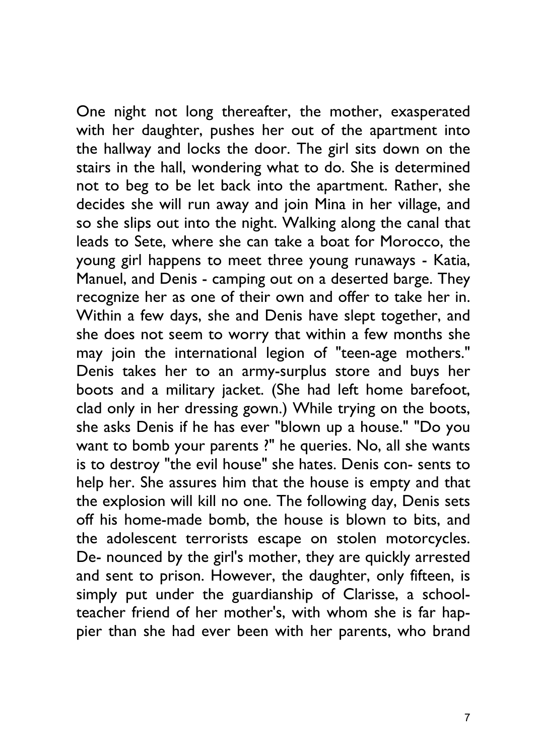One night not long thereafter, the mother, exasperated with her daughter, pushes her out of the apartment into the hallway and locks the door. The girl sits down on the stairs in the hall, wondering what to do. She is determined not to beg to be let back into the apartment. Rather, she decides she will run away and join Mina in her village, and so she slips out into the night. Walking along the canal that leads to Sete, where she can take a boat for Morocco, the young girl happens to meet three young runaways - Katia, Manuel, and Denis - camping out on a deserted barge. They recognize her as one of their own and offer to take her in. Within a few days, she and Denis have slept together, and she does not seem to worry that within a few months she may join the international legion of "teen-age mothers." Denis takes her to an army-surplus store and buys her boots and a military jacket. (She had left home barefoot, clad only in her dressing gown.) While trying on the boots, she asks Denis if he has ever "blown up a house." "Do you want to bomb your parents ?" he queries. No, all she wants is to destroy "the evil house" she hates. Denis consents to help her. She assures him that the house is empty and that the explosion will kill no one. The following day, Denis sets off his home-made bomb, the house is blown to bits, and the adolescent terrorists escape on stolen motorcycles. Denounced by the girl's mother, they are quickly arrested and sent to prison. However, the daughter, only fifteen, is simply put under the guardianship of Clarisse, a schoolteacher friend of her mother's, with whom she is far happier than she had ever been with her parents, who brand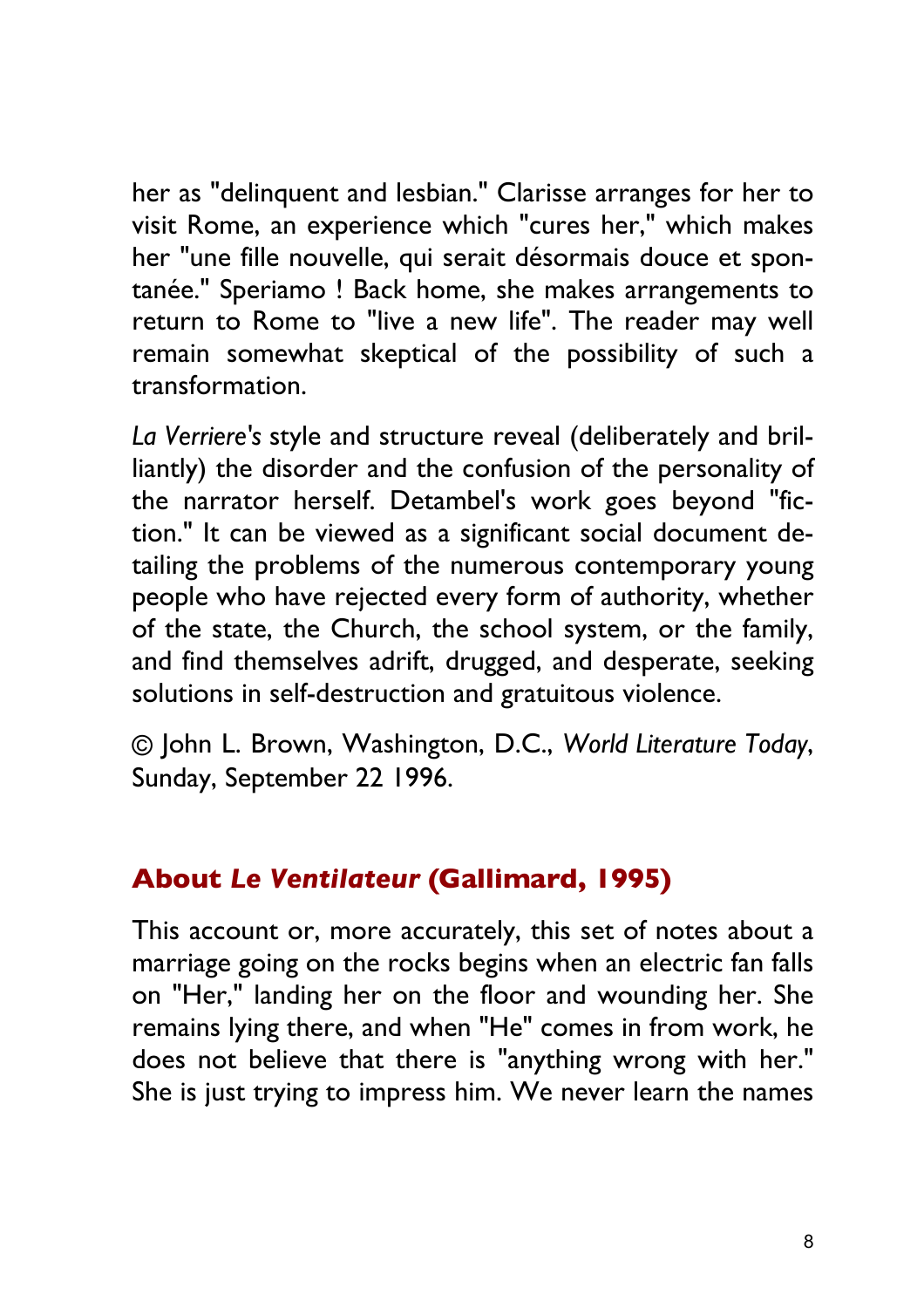her as "delinquent and lesbian." Clarisse arranges for her to visit Rome, an experience which "cures her," which makes her "une fille nouvelle, qui serait désormais douce et spontanée." Speriamo ! Back home, she makes arrangements to return to Rome to "live a new life". The reader may well remain somewhat skeptical of the possibility of such a transformation.

*La Verriere's* style and structure reveal (deliberately and brilliantly) the disorder and the confusion of the personality of the narrator herself. Detambel's work goes beyond "fiction." It can be viewed as a significant social document detailing the problems of the numerous contemporary young people who have rejected every form of authority, whether of the state, the Church, the school system, or the family, and find themselves adrift, drugged, and desperate, seeking solutions in self-destruction and gratuitous violence.

© John L. Brown, Washington, D.C., *World Literature Today*, Sunday, September 22 1996.

## About *Le Ventilateur* (Gallimard, 1995)

This account or, more accurately, this set of notes about a marriage going on the rocks begins when an electric fan falls on "Her," landing her on the floor and wounding her. She remains lying there, and when "He" comes in from work, he does not believe that there is "anything wrong with her." She is just trying to impress him. We never learn the names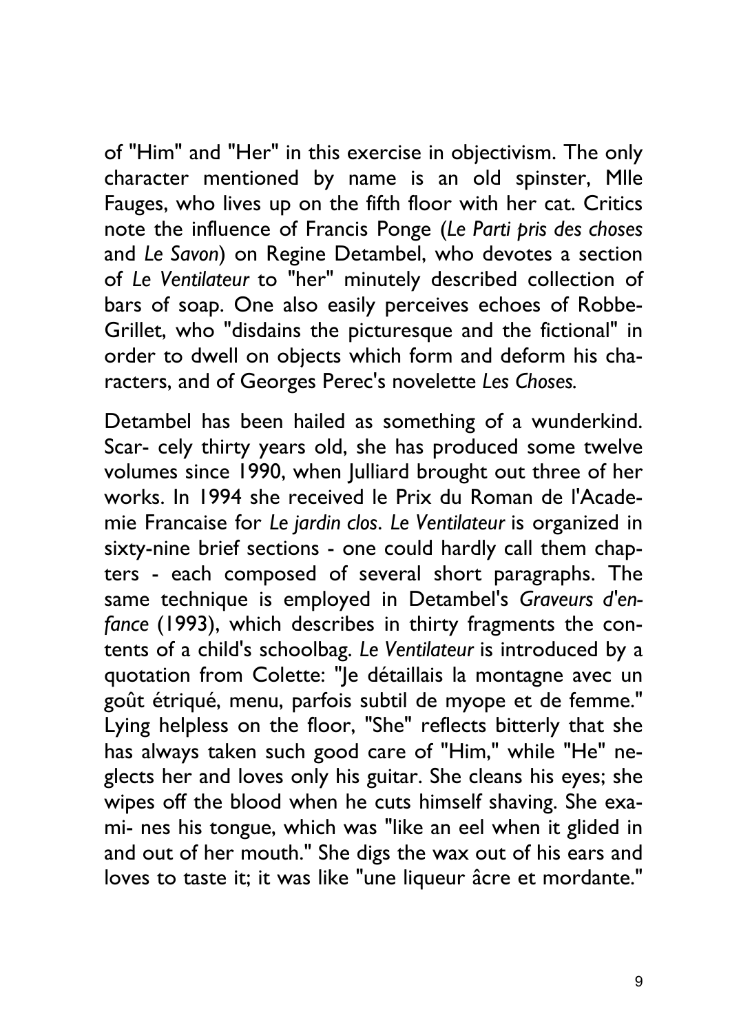of "Him" and "Her" in this exercise in objectivism. The only character mentioned by name is an old spinster, Mlle Fauges, who lives up on the fifth floor with her cat. Critics note the influence of Francis Ponge (*Le Parti pris des choses* and *Le Savon*) on Regine Detambel, who devotes a section of *Le Ventilateur* to "her" minutely described collection of bars of soap. One also easily perceives echoes of Robbe-Grillet, who "disdains the picturesque and the fictional" in order to dwell on objects which form and deform his characters, and of Georges Perec's novelette *Les Choses.*

Detambel has been hailed as something of a wunderkind. Scar- cely thirty years old, she has produced some twelve volumes since 1990, when Julliard brought out three of her works. In 1994 she received le Prix du Roman de l'Academie Francaise for *Le jardin clos*. *Le Ventilateur* is organized in sixty-nine brief sections - one could hardly call them chapters - each composed of several short paragraphs. The same technique is employed in Detambel's *Graveurs d'enfance* (1993), which describes in thirty fragments the contents of a child's schoolbag. *Le Ventilateur* is introduced by a quotation from Colette: "Je détaillais la montagne avec un goût étriqué, menu, parfois subtil de myope et de femme." Lying helpless on the floor, "She" reflects bitterly that she has always taken such good care of "Him," while "He" neglects her and loves only his guitar. She cleans his eyes; she wipes off the blood when he cuts himself shaving. She exami- nes his tongue, which was "like an eel when it glided in and out of her mouth." She digs the wax out of his ears and loves to taste it; it was like "une liqueur âcre et mordante."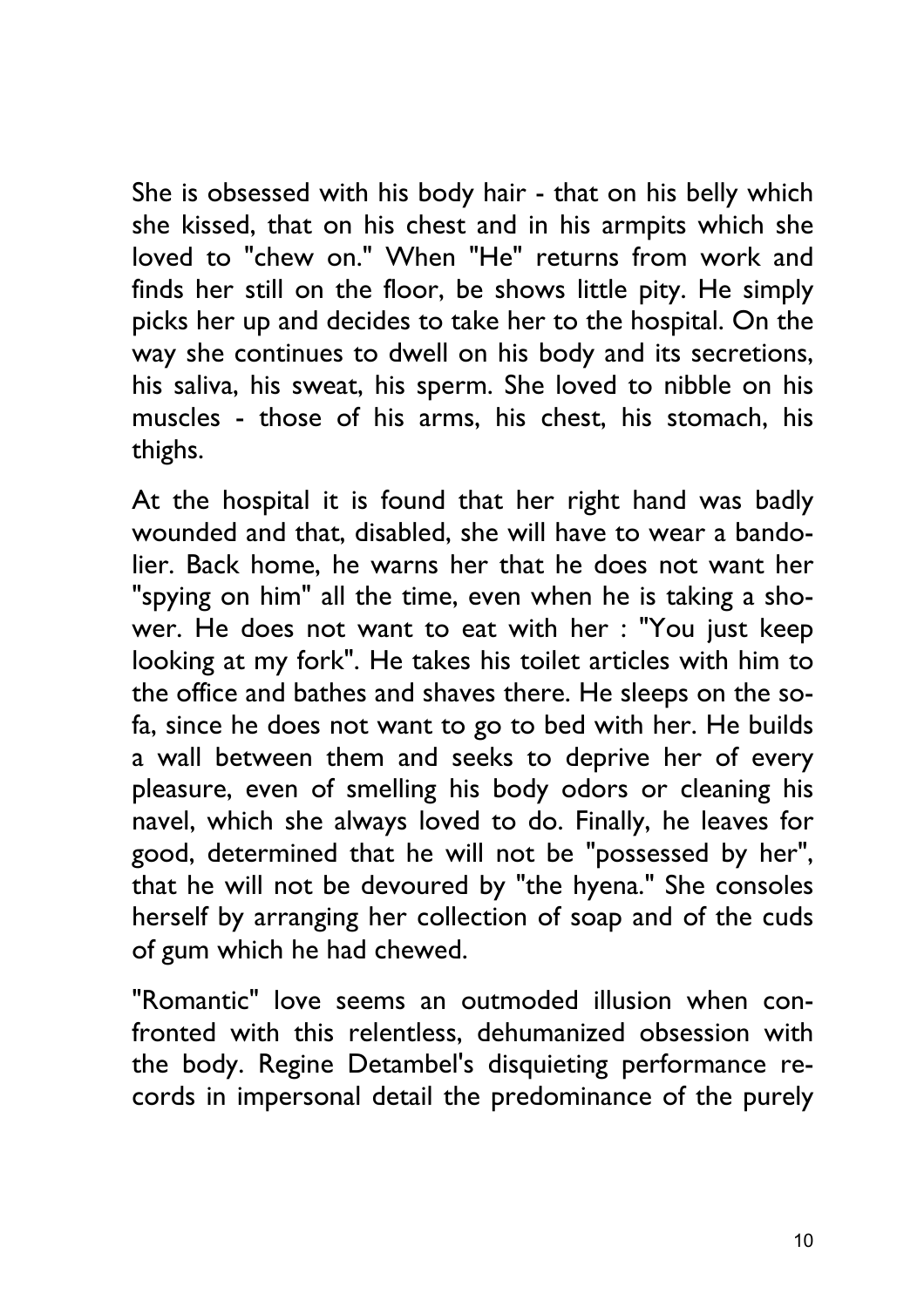She is obsessed with his body hair - that on his belly which she kissed, that on his chest and in his armpits which she loved to "chew on." When "He" returns from work and finds her still on the floor, be shows little pity. He simply picks her up and decides to take her to the hospital. On the way she continues to dwell on his body and its secretions, his saliva, his sweat, his sperm. She loved to nibble on his muscles - those of his arms, his chest, his stomach, his thighs.

At the hospital it is found that her right hand was badly wounded and that, disabled, she will have to wear a bandolier. Back home, he warns her that he does not want her "spying on him" all the time, even when he is taking a shower. He does not want to eat with her : "You just keep looking at my fork". He takes his toilet articles with him to the office and bathes and shaves there. He sleeps on the sofa, since he does not want to go to bed with her. He builds a wall between them and seeks to deprive her of every pleasure, even of smelling his body odors or cleaning his navel, which she always loved to do. Finally, he leaves for good, determined that he will not be "possessed by her", that he will not be devoured by "the hyena." She consoles herself by arranging her collection of soap and of the cuds of gum which he had chewed.

"Romantic" love seems an outmoded illusion when confronted with this relentless, dehumanized obsession with the body. Regine Detambel's disquieting performance records in impersonal detail the predominance of the purely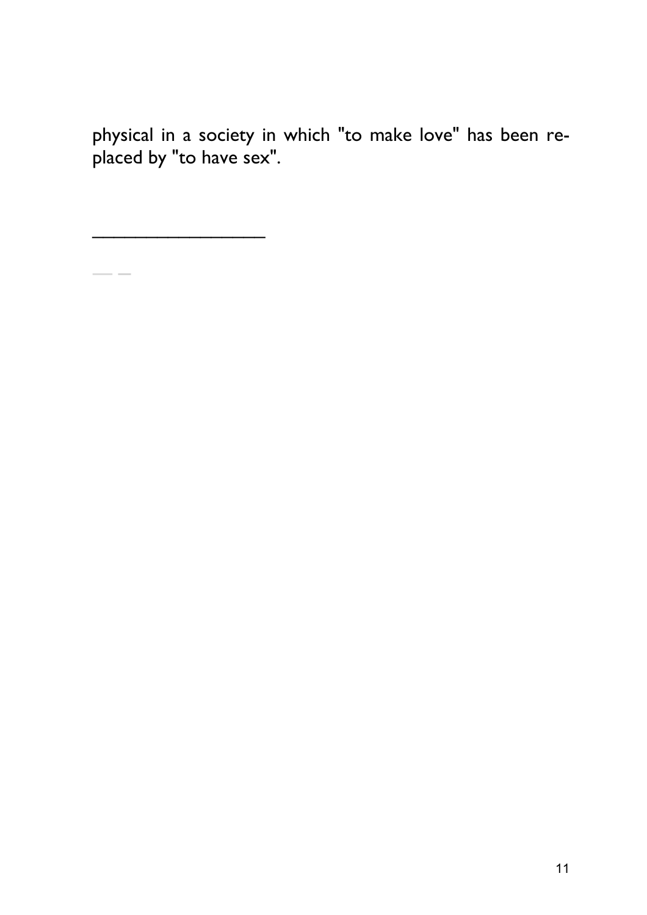physical in a society in which "to make love" has been replaced by "to have sex".

_________________